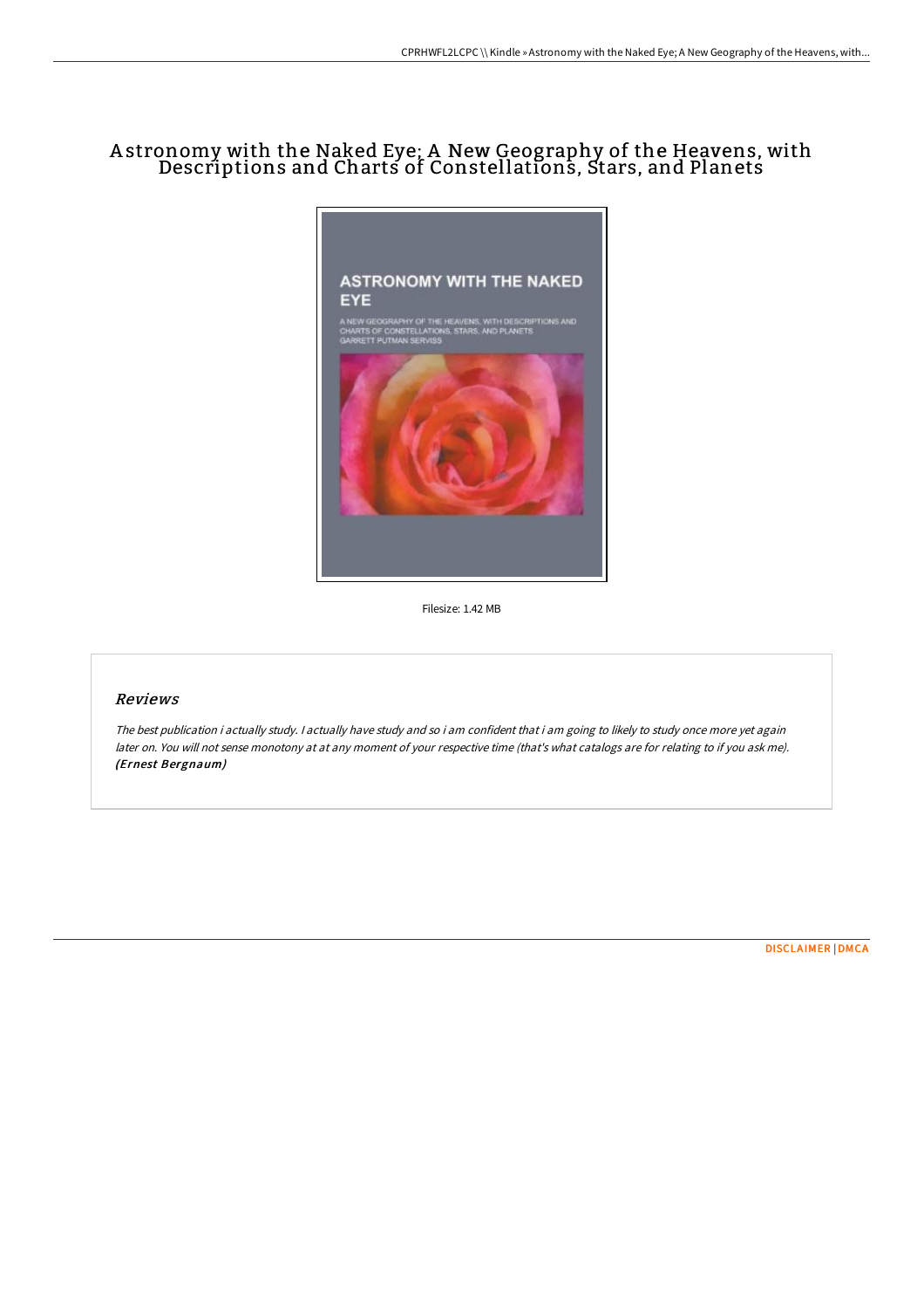# Astronomy with the Naked Eye; A New Geography of the Heavens, with Descriptions and Charts of Constellations, Stars, and Planets

Filesize: 1.42 MB

## Reviews

*The best publication i actually study. I actually have study and so i am confident that i am going to likely to study once more yet again later on. You will not sense monotony at at any moment of your respective time (that's what catalogs are for relating to if you ask me).* ***(Ernest Bergnaum)***

DISCLAIMER | DMCA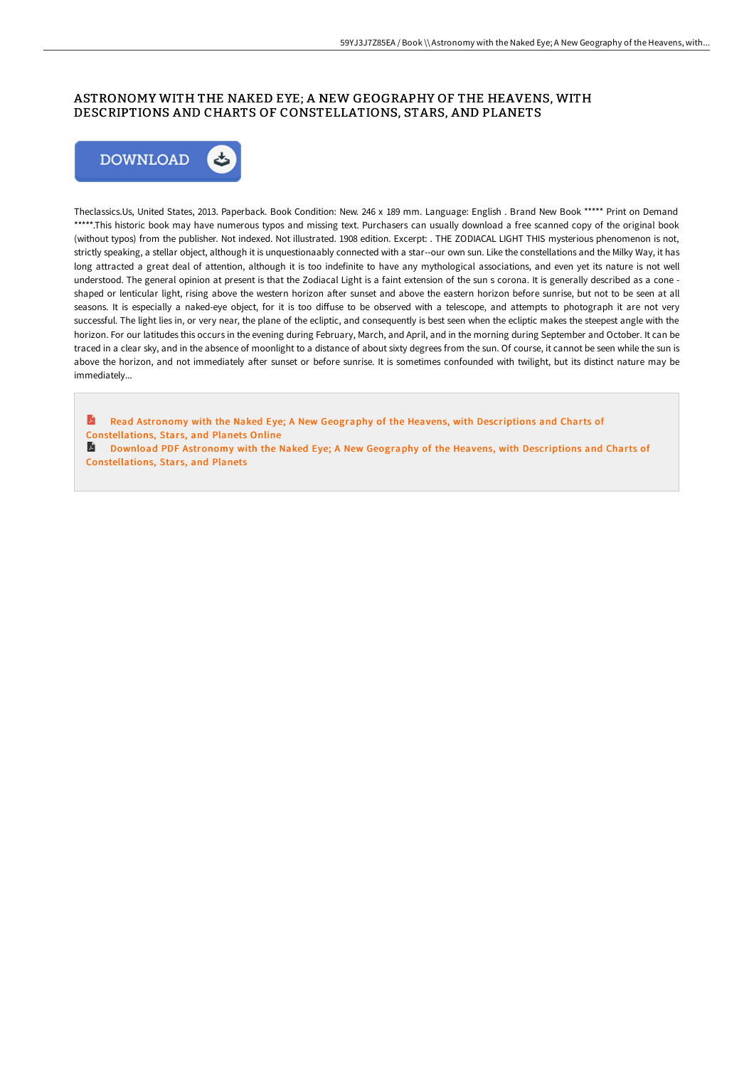## ASTRONOMY WITH THE NAKED EYE; A NEW GEOGRAPHY OF THE HEAVENS, WITH DESCRIPTIONS AND CHARTS OF CONSTELLATIONS, STARS, AND PLANETS

Theclassics.Us, United States, 2013. Paperback. Book Condition: New. 246 x 189 mm. Language: English . Brand New Book ***** Print on Demand *****.This historic book may have numerous typos and missing text. Purchasers can usually download a free scanned copy of the original book (without typos) from the publisher. Not indexed. Not illustrated. 1908 edition. Excerpt: . THE ZODIACAL LIGHT THIS mysterious phenomenon is not, strictly speaking, a stellar object, although it is unquestionaably connected with a star--our own sun. Like the constellations and the Milky Way, it has long attracted a great deal of attention, although it is too indefinite to have any mythological associations, and even yet its nature is not well understood. The general opinion at present is that the Zodiacal Light is a faint extension of the sun s corona. It is generally described as a cone - shaped or lenticular light, rising above the western horizon after sunset and above the eastern horizon before sunrise, but not to be seen at all seasons. It is especially a naked-eye object, for it is too diffuse to be observed with a telescope, and attempts to photograph it are not very successful. The light lies in, or very near, the plane of the ecliptic, and consequently is best seen when the ecliptic makes the steepest angle with the horizon. For our latitudes this occurs in the evening during February, March, and April, and in the morning during September and October. It can be traced in a clear sky, and in the absence of moonlight to a distance of about sixty degrees from the sun. Of course, it cannot be seen while the sun is above the horizon, and not immediately after sunset or before sunrise. It is sometimes confounded with twilight, but its distinct nature may be immediately...

Read Astronomy with the Naked Eye; A New Geography of the Heavens, with Descriptions and Charts of Constellations, Stars, and Planets Online

Download PDF Astronomy with the Naked Eye; A New Geography of the Heavens, with Descriptions and Charts of Constellations, Stars, and Planets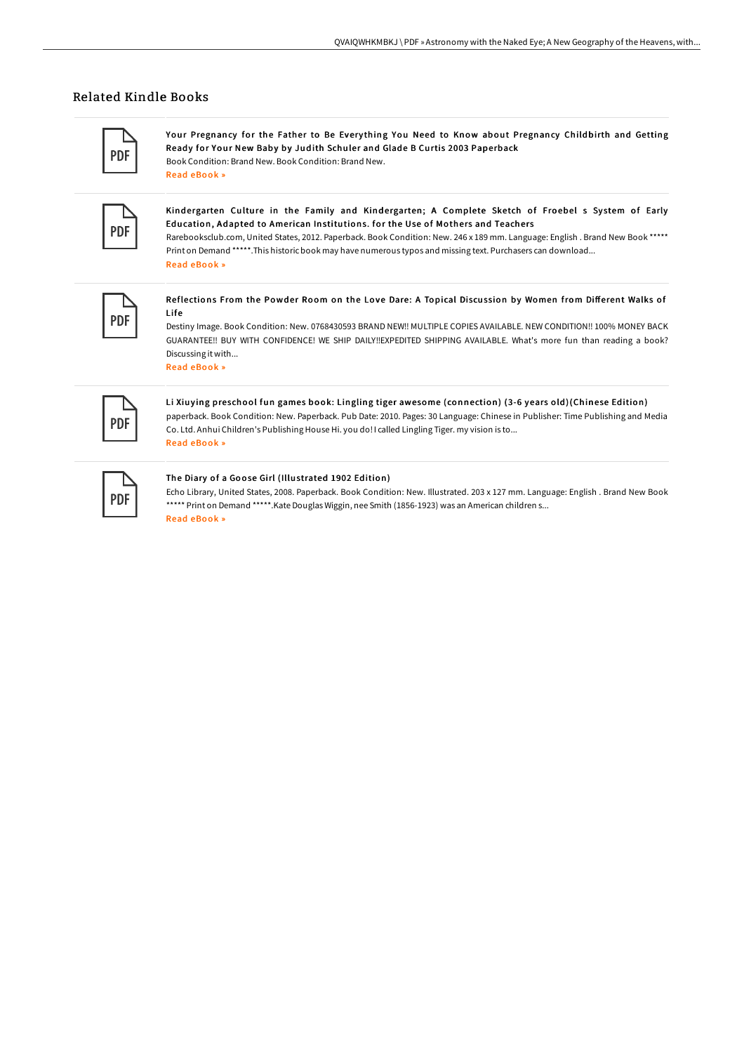## Related Kindle Books

**Your Pregnancy for the Father to Be Everything You Need to Know about Pregnancy Childbirth and Getting Ready for Your New Baby by Judith Schuler and Glade B Curtis 2003 Paperback**

Book Condition: Brand New. Book Condition: Brand New.

Read eBook »

**Kindergarten Culture in the Family and Kindergarten; A Complete Sketch of Froebel s System of Early Education, Adapted to American Institutions. for the Use of Mothers and Teachers**

Rarebooksclub.com, United States, 2012. Paperback. Book Condition: New. 246 x 189 mm. Language: English . Brand New Book ***** Print on Demand *****.This historic book may have numerous typos and missing text. Purchasers can download...

Read eBook »

**Reflections From the Powder Room on the Love Dare: A Topical Discussion by Women from Different Walks of Life**

Destiny Image. Book Condition: New. 0768430593 BRAND NEW!! MULTIPLE COPIES AVAILABLE. NEW CONDITION!! 100% MONEY BACK GUARANTEE!! BUY WITH CONFIDENCE! WE SHIP DAILY!!EXPEDITED SHIPPING AVAILABLE. What's more fun than reading a book? Discussing it with...

Read eBook »

**Li Xiuying preschool fun games book: Lingling tiger awesome (connection) (3-6 years old)(Chinese Edition)**

paperback. Book Condition: New. Paperback. Pub Date: 2010. Pages: 30 Language: Chinese in Publisher: Time Publishing and Media Co. Ltd. Anhui Children's Publishing House Hi. you do! I called Lingling Tiger. my vision is to...

Read eBook »

**The Diary of a Goose Girl (Illustrated 1902 Edition)**

Echo Library, United States, 2008. Paperback. Book Condition: New. Illustrated. 203 x 127 mm. Language: English . Brand New Book ***** Print on Demand *****.Kate Douglas Wiggin, nee Smith (1856-1923) was an American children s...

Read eBook »